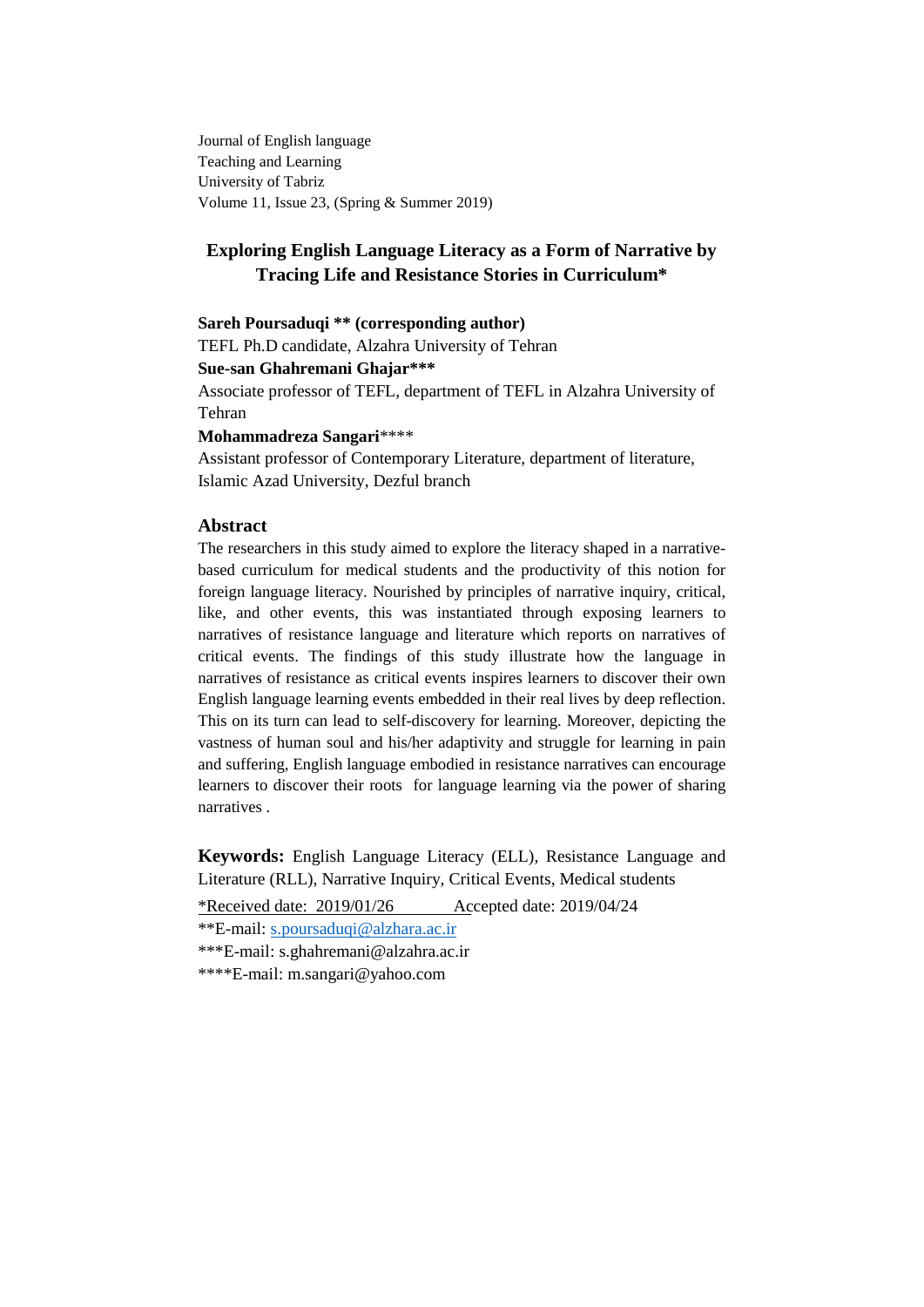Journal of English language
Teaching and Learning
University of Tabriz
Volume 11, Issue 23, (Spring & Summer 2019)

# Exploring English Language Literacy as a Form of Narrative by Tracing Life and Resistance Stories in Curriculum*

**Sareh Poursaduqi ** (corresponding author)**
TEFL Ph.D candidate, Alzahra University of Tehran

**Sue-san Ghahremani Ghajar*****
Associate professor of TEFL, department of TEFL in Alzahra University of Tehran

**Mohammadreza Sangari******
Assistant professor of Contemporary Literature, department of literature, Islamic Azad University, Dezful branch

## Abstract

The researchers in this study aimed to explore the literacy shaped in a narrative-based curriculum for medical students and the productivity of this notion for foreign language literacy. Nourished by principles of narrative inquiry, critical, like, and other events, this was instantiated through exposing learners to narratives of resistance language and literature which reports on narratives of critical events. The findings of this study illustrate how the language in narratives of resistance as critical events inspires learners to discover their own English language learning events embedded in their real lives by deep reflection. This on its turn can lead to self-discovery for learning. Moreover, depicting the vastness of human soul and his/her adaptivity and struggle for learning in pain and suffering, English language embodied in resistance narratives can encourage learners to discover their roots for language learning via the power of sharing narratives .

**Keywords:** English Language Literacy (ELL), Resistance Language and Literature (RLL), Narrative Inquiry, Critical Events, Medical students

*Received date: 2019/01/26 Accepted date: 2019/04/24

**E-mail: s.poursaduqi@alzhara.ac.ir

***E-mail: s.ghahremani@alzahra.ac.ir

****E-mail: m.sangari@yahoo.com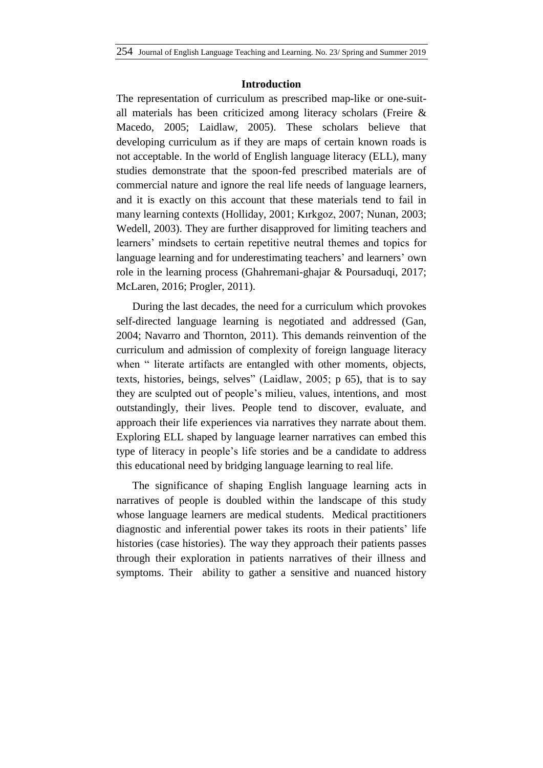## Introduction

The representation of curriculum as prescribed map-like or one-suit-all materials has been criticized among literacy scholars (Freire & Macedo, 2005; Laidlaw, 2005). These scholars believe that developing curriculum as if they are maps of certain known roads is not acceptable. In the world of English language literacy (ELL), many studies demonstrate that the spoon-fed prescribed materials are of commercial nature and ignore the real life needs of language learners, and it is exactly on this account that these materials tend to fail in many learning contexts (Holliday, 2001; Kırkgoz, 2007; Nunan, 2003; Wedell, 2003). They are further disapproved for limiting teachers and learners' mindsets to certain repetitive neutral themes and topics for language learning and for underestimating teachers' and learners' own role in the learning process (Ghahremani-ghajar & Poursaduqi, 2017; McLaren, 2016; Progler, 2011).

During the last decades, the need for a curriculum which provokes self-directed language learning is negotiated and addressed (Gan, 2004; Navarro and Thornton, 2011). This demands reinvention of the curriculum and admission of complexity of foreign language literacy when " literate artifacts are entangled with other moments, objects, texts, histories, beings, selves" (Laidlaw, 2005; p 65), that is to say they are sculpted out of people's milieu, values, intentions, and most outstandingly, their lives. People tend to discover, evaluate, and approach their life experiences via narratives they narrate about them. Exploring ELL shaped by language learner narratives can embed this type of literacy in people's life stories and be a candidate to address this educational need by bridging language learning to real life.

The significance of shaping English language learning acts in narratives of people is doubled within the landscape of this study whose language learners are medical students. Medical practitioners diagnostic and inferential power takes its roots in their patients' life histories (case histories). The way they approach their patients passes through their exploration in patients narratives of their illness and symptoms. Their ability to gather a sensitive and nuanced history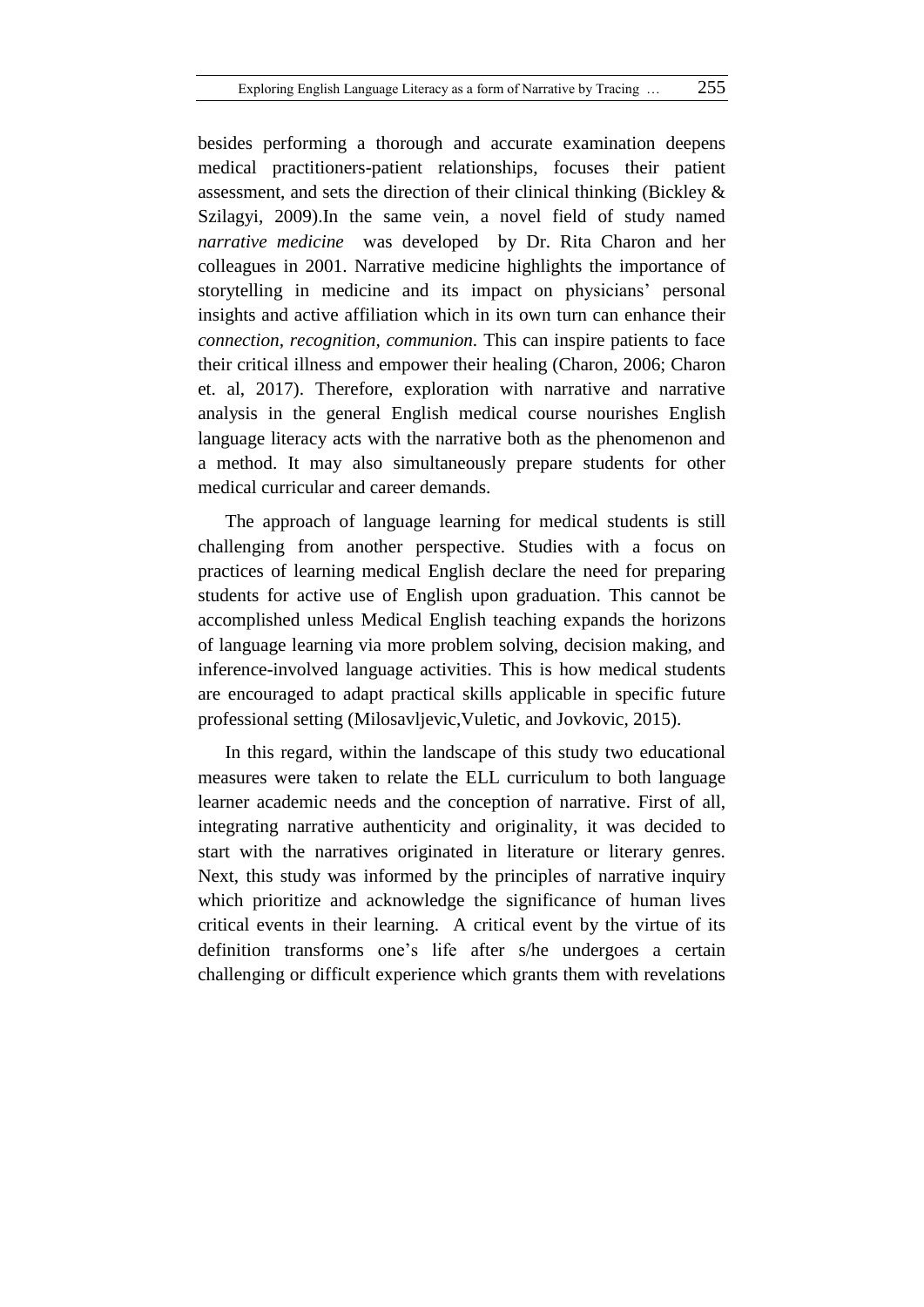besides performing a thorough and accurate examination deepens medical practitioners-patient relationships, focuses their patient assessment, and sets the direction of their clinical thinking (Bickley & Szilagyi, 2009).In the same vein, a novel field of study named *narrative medicine* was developed by Dr. Rita Charon and her colleagues in 2001. Narrative medicine highlights the importance of storytelling in medicine and its impact on physicians' personal insights and active affiliation which in its own turn can enhance their *connection, recognition, communion.* This can inspire patients to face their critical illness and empower their healing (Charon, 2006; Charon et. al, 2017). Therefore, exploration with narrative and narrative analysis in the general English medical course nourishes English language literacy acts with the narrative both as the phenomenon and a method. It may also simultaneously prepare students for other medical curricular and career demands.

The approach of language learning for medical students is still challenging from another perspective. Studies with a focus on practices of learning medical English declare the need for preparing students for active use of English upon graduation. This cannot be accomplished unless Medical English teaching expands the horizons of language learning via more problem solving, decision making, and inference-involved language activities. This is how medical students are encouraged to adapt practical skills applicable in specific future professional setting (Milosavljevic,Vuletic, and Jovkovic, 2015).

In this regard, within the landscape of this study two educational measures were taken to relate the ELL curriculum to both language learner academic needs and the conception of narrative. First of all, integrating narrative authenticity and originality, it was decided to start with the narratives originated in literature or literary genres. Next, this study was informed by the principles of narrative inquiry which prioritize and acknowledge the significance of human lives critical events in their learning. A critical event by the virtue of its definition transforms one's life after s/he undergoes a certain challenging or difficult experience which grants them with revelations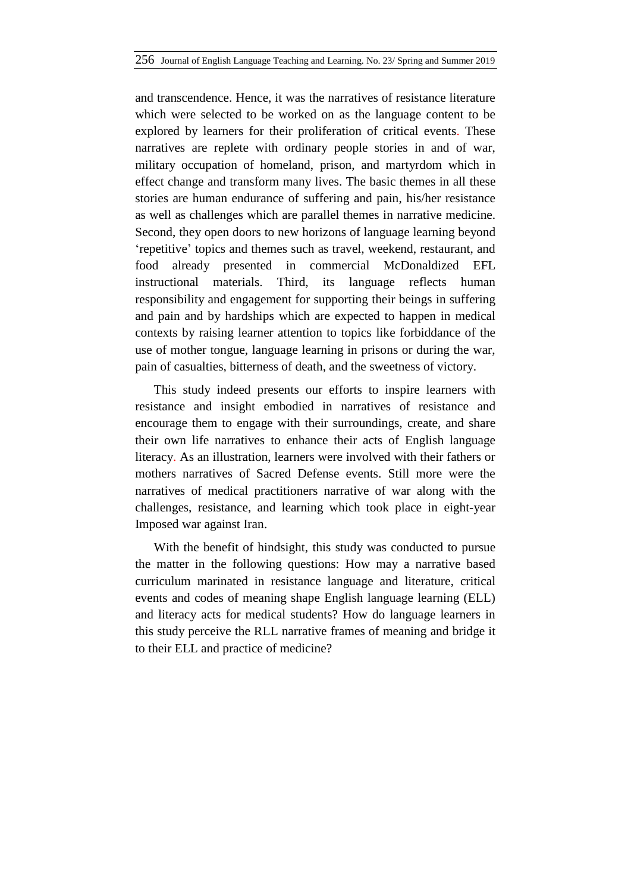and transcendence. Hence, it was the narratives of resistance literature which were selected to be worked on as the language content to be explored by learners for their proliferation of critical events. These narratives are replete with ordinary people stories in and of war, military occupation of homeland, prison, and martyrdom which in effect change and transform many lives. The basic themes in all these stories are human endurance of suffering and pain, his/her resistance as well as challenges which are parallel themes in narrative medicine. Second, they open doors to new horizons of language learning beyond 'repetitive' topics and themes such as travel, weekend, restaurant, and food already presented in commercial McDonaldized EFL instructional materials. Third, its language reflects human responsibility and engagement for supporting their beings in suffering and pain and by hardships which are expected to happen in medical contexts by raising learner attention to topics like forbiddance of the use of mother tongue, language learning in prisons or during the war, pain of casualties, bitterness of death, and the sweetness of victory.

This study indeed presents our efforts to inspire learners with resistance and insight embodied in narratives of resistance and encourage them to engage with their surroundings, create, and share their own life narratives to enhance their acts of English language literacy. As an illustration, learners were involved with their fathers or mothers narratives of Sacred Defense events. Still more were the narratives of medical practitioners narrative of war along with the challenges, resistance, and learning which took place in eight-year Imposed war against Iran.

With the benefit of hindsight, this study was conducted to pursue the matter in the following questions: How may a narrative based curriculum marinated in resistance language and literature, critical events and codes of meaning shape English language learning (ELL) and literacy acts for medical students? How do language learners in this study perceive the RLL narrative frames of meaning and bridge it to their ELL and practice of medicine?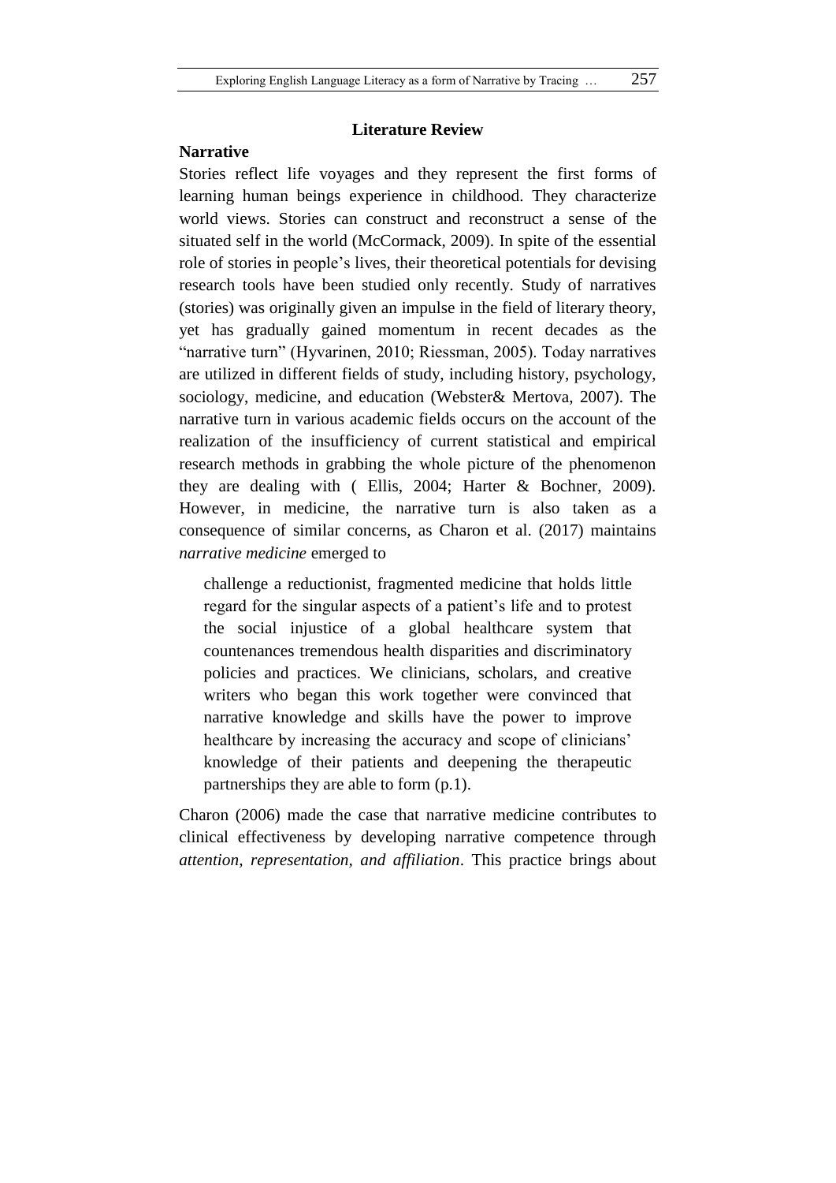## Literature Review

### Narrative

Stories reflect life voyages and they represent the first forms of learning human beings experience in childhood. They characterize world views. Stories can construct and reconstruct a sense of the situated self in the world (McCormack, 2009). In spite of the essential role of stories in people's lives, their theoretical potentials for devising research tools have been studied only recently. Study of narratives (stories) was originally given an impulse in the field of literary theory, yet has gradually gained momentum in recent decades as the "narrative turn" (Hyvarinen, 2010; Riessman, 2005). Today narratives are utilized in different fields of study, including history, psychology, sociology, medicine, and education (Webster& Mertova, 2007). The narrative turn in various academic fields occurs on the account of the realization of the insufficiency of current statistical and empirical research methods in grabbing the whole picture of the phenomenon they are dealing with ( Ellis, 2004; Harter & Bochner, 2009). However, in medicine, the narrative turn is also taken as a consequence of similar concerns, as Charon et al. (2017) maintains *narrative medicine* emerged to

> challenge a reductionist, fragmented medicine that holds little regard for the singular aspects of a patient's life and to protest the social injustice of a global healthcare system that countenances tremendous health disparities and discriminatory policies and practices. We clinicians, scholars, and creative writers who began this work together were convinced that narrative knowledge and skills have the power to improve healthcare by increasing the accuracy and scope of clinicians' knowledge of their patients and deepening the therapeutic partnerships they are able to form (p.1).

Charon (2006) made the case that narrative medicine contributes to clinical effectiveness by developing narrative competence through *attention, representation, and affiliation*. This practice brings about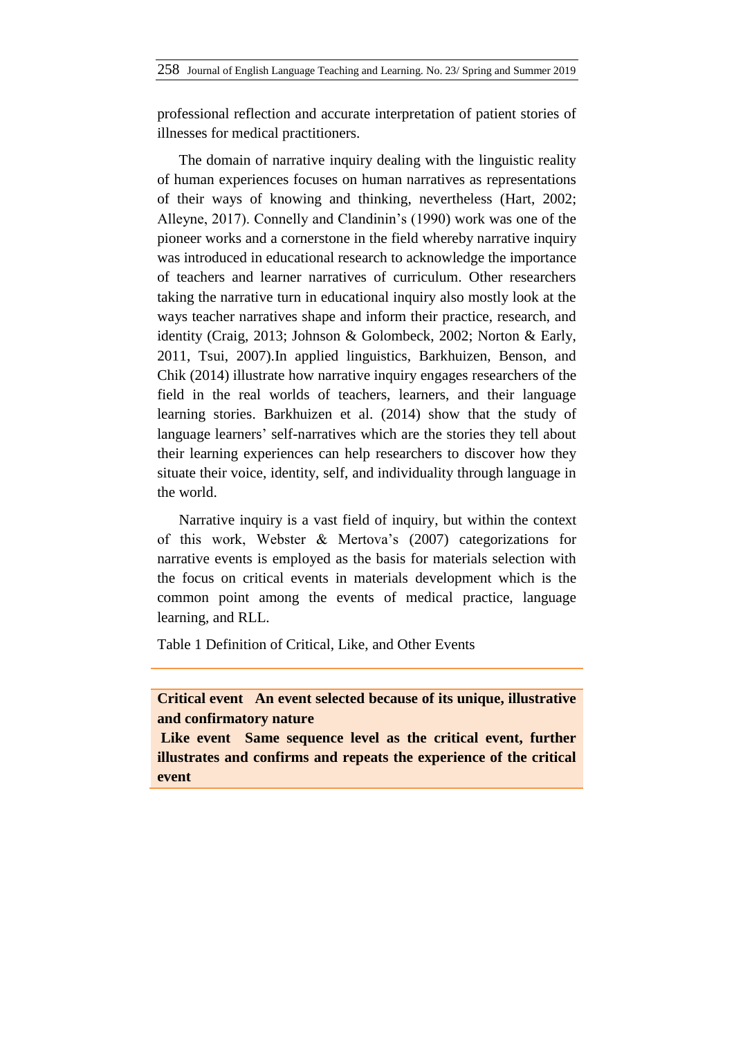professional reflection and accurate interpretation of patient stories of illnesses for medical practitioners.

The domain of narrative inquiry dealing with the linguistic reality of human experiences focuses on human narratives as representations of their ways of knowing and thinking, nevertheless (Hart, 2002; Alleyne, 2017). Connelly and Clandinin's (1990) work was one of the pioneer works and a cornerstone in the field whereby narrative inquiry was introduced in educational research to acknowledge the importance of teachers and learner narratives of curriculum. Other researchers taking the narrative turn in educational inquiry also mostly look at the ways teacher narratives shape and inform their practice, research, and identity (Craig, 2013; Johnson & Golombeck, 2002; Norton & Early, 2011, Tsui, 2007).In applied linguistics, Barkhuizen, Benson, and Chik (2014) illustrate how narrative inquiry engages researchers of the field in the real worlds of teachers, learners, and their language learning stories. Barkhuizen et al. (2014) show that the study of language learners' self-narratives which are the stories they tell about their learning experiences can help researchers to discover how they situate their voice, identity, self, and individuality through language in the world.

Narrative inquiry is a vast field of inquiry, but within the context of this work, Webster & Mertova's (2007) categorizations for narrative events is employed as the basis for materials selection with the focus on critical events in materials development which is the common point among the events of medical practice, language learning, and RLL.

Table 1 Definition of Critical, Like, and Other Events

| | |
|---|---|
| **Critical event** | **An event selected because of its unique, illustrative and confirmatory nature** |
| **Like event** | **Same sequence level as the critical event, further illustrates and confirms and repeats the experience of the critical event** |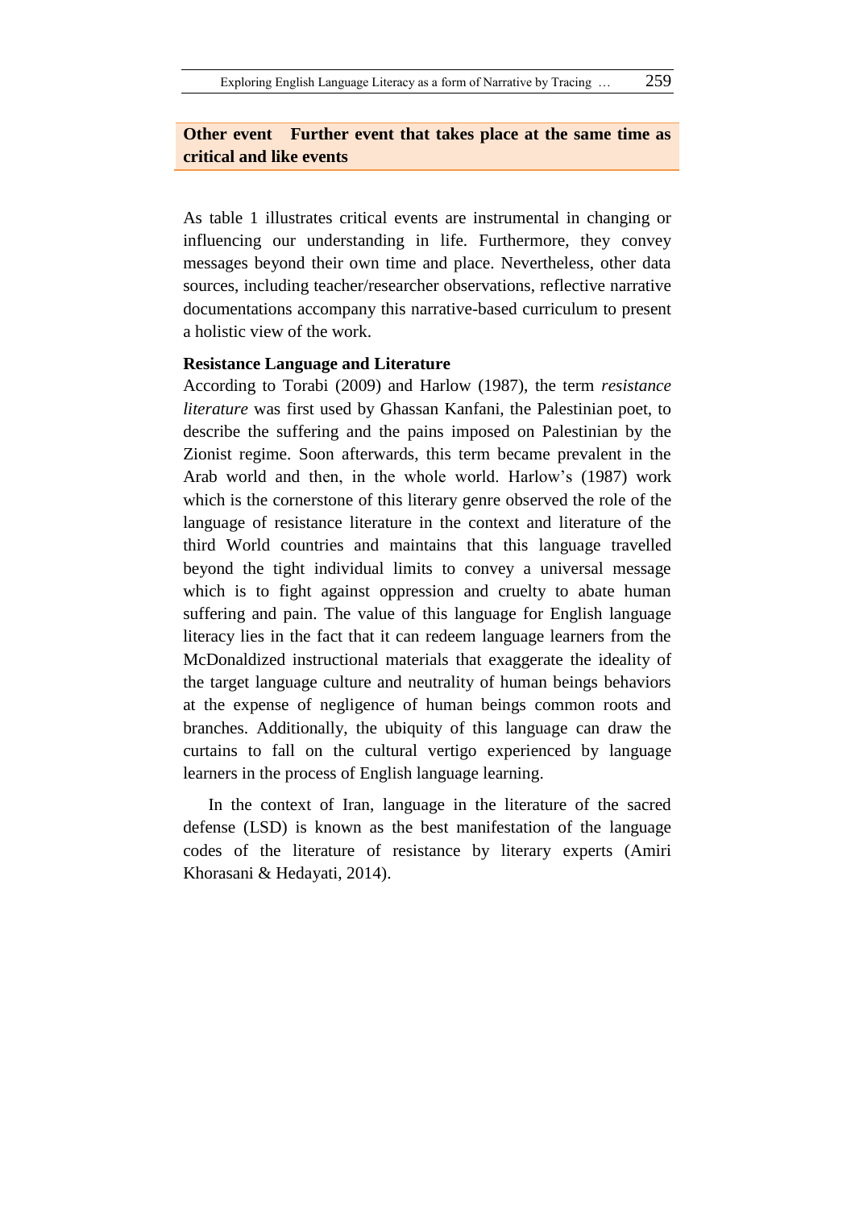| Other event | Further event that takes place at the same time as critical and like events |
|---|---|

As table 1 illustrates critical events are instrumental in changing or influencing our understanding in life. Furthermore, they convey messages beyond their own time and place. Nevertheless, other data sources, including teacher/researcher observations, reflective narrative documentations accompany this narrative-based curriculum to present a holistic view of the work.

**Resistance Language and Literature**

According to Torabi (2009) and Harlow (1987), the term *resistance literature* was first used by Ghassan Kanfani, the Palestinian poet, to describe the suffering and the pains imposed on Palestinian by the Zionist regime. Soon afterwards, this term became prevalent in the Arab world and then, in the whole world. Harlow's (1987) work which is the cornerstone of this literary genre observed the role of the language of resistance literature in the context and literature of the third World countries and maintains that this language travelled beyond the tight individual limits to convey a universal message which is to fight against oppression and cruelty to abate human suffering and pain. The value of this language for English language literacy lies in the fact that it can redeem language learners from the McDonaldized instructional materials that exaggerate the ideality of the target language culture and neutrality of human beings behaviors at the expense of negligence of human beings common roots and branches. Additionally, the ubiquity of this language can draw the curtains to fall on the cultural vertigo experienced by language learners in the process of English language learning.

In the context of Iran, language in the literature of the sacred defense (LSD) is known as the best manifestation of the language codes of the literature of resistance by literary experts (Amiri Khorasani & Hedayati, 2014).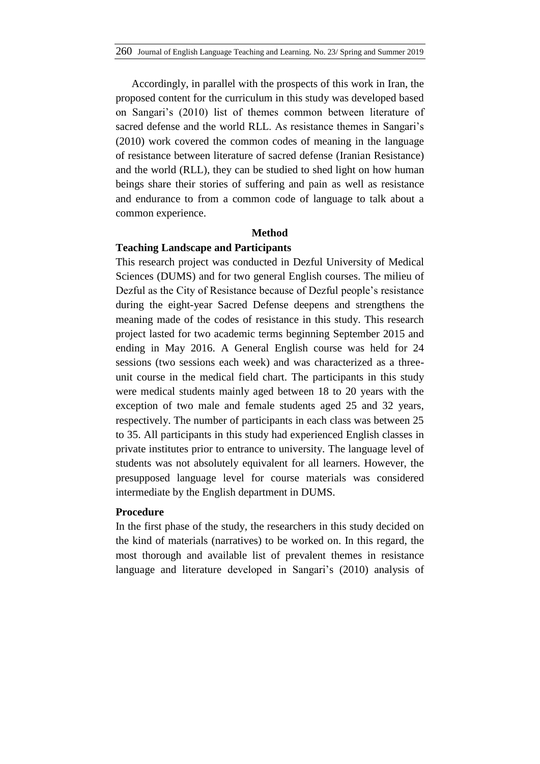Accordingly, in parallel with the prospects of this work in Iran, the proposed content for the curriculum in this study was developed based on Sangari's (2010) list of themes common between literature of sacred defense and the world RLL. As resistance themes in Sangari's (2010) work covered the common codes of meaning in the language of resistance between literature of sacred defense (Iranian Resistance) and the world (RLL), they can be studied to shed light on how human beings share their stories of suffering and pain as well as resistance and endurance to from a common code of language to talk about a common experience.

## Method

### Teaching Landscape and Participants

This research project was conducted in Dezful University of Medical Sciences (DUMS) and for two general English courses. The milieu of Dezful as the City of Resistance because of Dezful people's resistance during the eight-year Sacred Defense deepens and strengthens the meaning made of the codes of resistance in this study. This research project lasted for two academic terms beginning September 2015 and ending in May 2016. A General English course was held for 24 sessions (two sessions each week) and was characterized as a three-unit course in the medical field chart. The participants in this study were medical students mainly aged between 18 to 20 years with the exception of two male and female students aged 25 and 32 years, respectively. The number of participants in each class was between 25 to 35. All participants in this study had experienced English classes in private institutes prior to entrance to university. The language level of students was not absolutely equivalent for all learners. However, the presupposed language level for course materials was considered intermediate by the English department in DUMS.

### Procedure

In the first phase of the study, the researchers in this study decided on the kind of materials (narratives) to be worked on. In this regard, the most thorough and available list of prevalent themes in resistance language and literature developed in Sangari's (2010) analysis of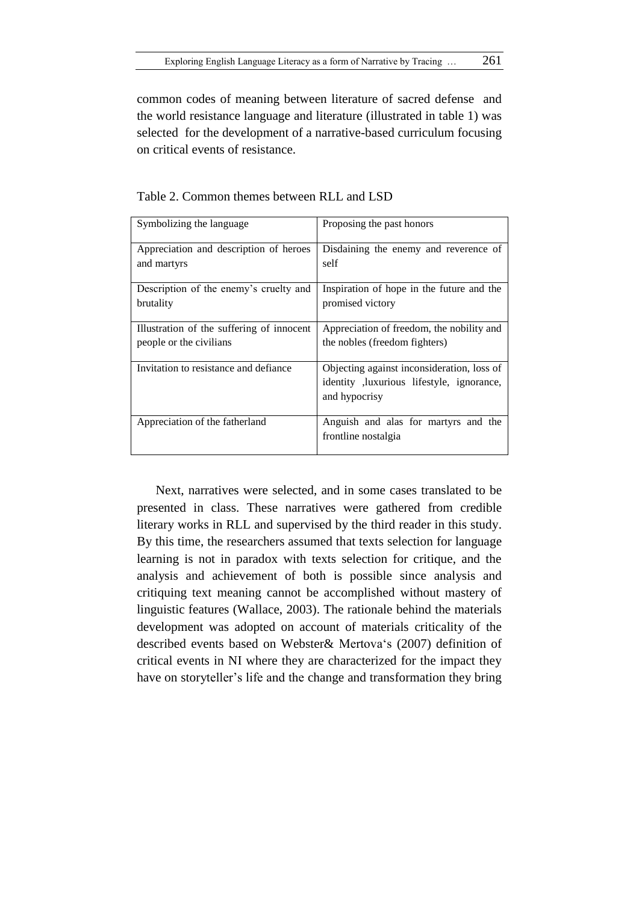common codes of meaning between literature of sacred defense and the world resistance language and literature (illustrated in table 1) was selected for the development of a narrative-based curriculum focusing on critical events of resistance.

Table 2. Common themes between RLL and LSD

| Symbolizing the language | Proposing the past honors |
|---|---|
| Appreciation and description of heroes and martyrs | Disdaining the enemy and reverence of self |
| Description of the enemy's cruelty and brutality | Inspiration of hope in the future and the promised victory |
| Illustration of the suffering of innocent people or the civilians | Appreciation of freedom, the nobility and the nobles (freedom fighters) |
| Invitation to resistance and defiance | Objecting against inconsideration, loss of identity ,luxurious lifestyle, ignorance, and hypocrisy |
| Appreciation of the fatherland | Anguish and alas for martyrs and the frontline nostalgia |

Next, narratives were selected, and in some cases translated to be presented in class. These narratives were gathered from credible literary works in RLL and supervised by the third reader in this study. By this time, the researchers assumed that texts selection for language learning is not in paradox with texts selection for critique, and the analysis and achievement of both is possible since analysis and critiquing text meaning cannot be accomplished without mastery of linguistic features (Wallace, 2003). The rationale behind the materials development was adopted on account of materials criticality of the described events based on Webster& Mertova's (2007) definition of critical events in NI where they are characterized for the impact they have on storyteller's life and the change and transformation they bring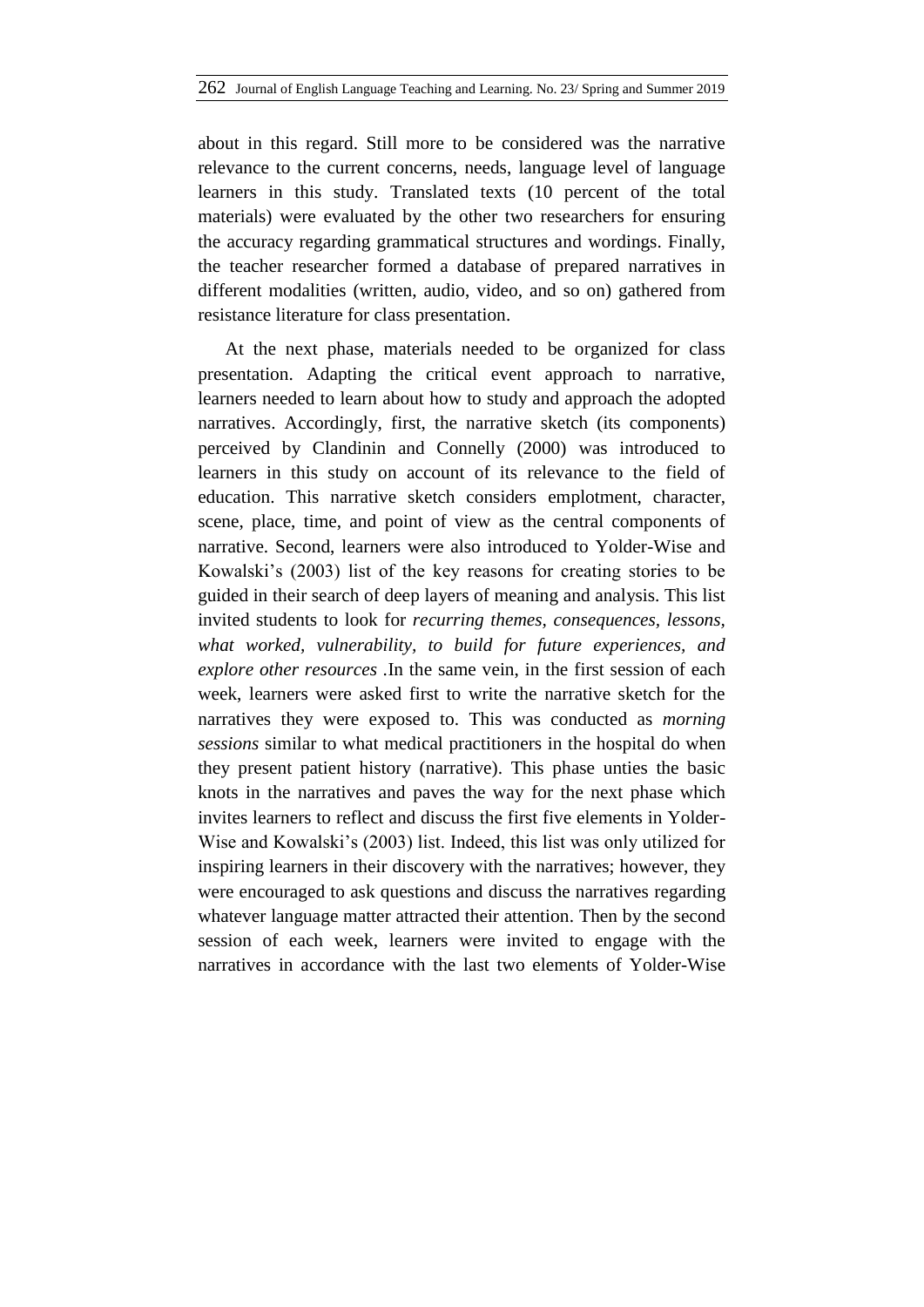about in this regard. Still more to be considered was the narrative relevance to the current concerns, needs, language level of language learners in this study. Translated texts (10 percent of the total materials) were evaluated by the other two researchers for ensuring the accuracy regarding grammatical structures and wordings. Finally, the teacher researcher formed a database of prepared narratives in different modalities (written, audio, video, and so on) gathered from resistance literature for class presentation.

At the next phase, materials needed to be organized for class presentation. Adapting the critical event approach to narrative, learners needed to learn about how to study and approach the adopted narratives. Accordingly, first, the narrative sketch (its components) perceived by Clandinin and Connelly (2000) was introduced to learners in this study on account of its relevance to the field of education. This narrative sketch considers emplotment, character, scene, place, time, and point of view as the central components of narrative. Second, learners were also introduced to Yolder-Wise and Kowalski's (2003) list of the key reasons for creating stories to be guided in their search of deep layers of meaning and analysis. This list invited students to look for *recurring themes, consequences, lessons, what worked, vulnerability, to build for future experiences, and explore other resources* .In the same vein, in the first session of each week, learners were asked first to write the narrative sketch for the narratives they were exposed to. This was conducted as *morning sessions* similar to what medical practitioners in the hospital do when they present patient history (narrative). This phase unties the basic knots in the narratives and paves the way for the next phase which invites learners to reflect and discuss the first five elements in Yolder-Wise and Kowalski's (2003) list. Indeed, this list was only utilized for inspiring learners in their discovery with the narratives; however, they were encouraged to ask questions and discuss the narratives regarding whatever language matter attracted their attention. Then by the second session of each week, learners were invited to engage with the narratives in accordance with the last two elements of Yolder-Wise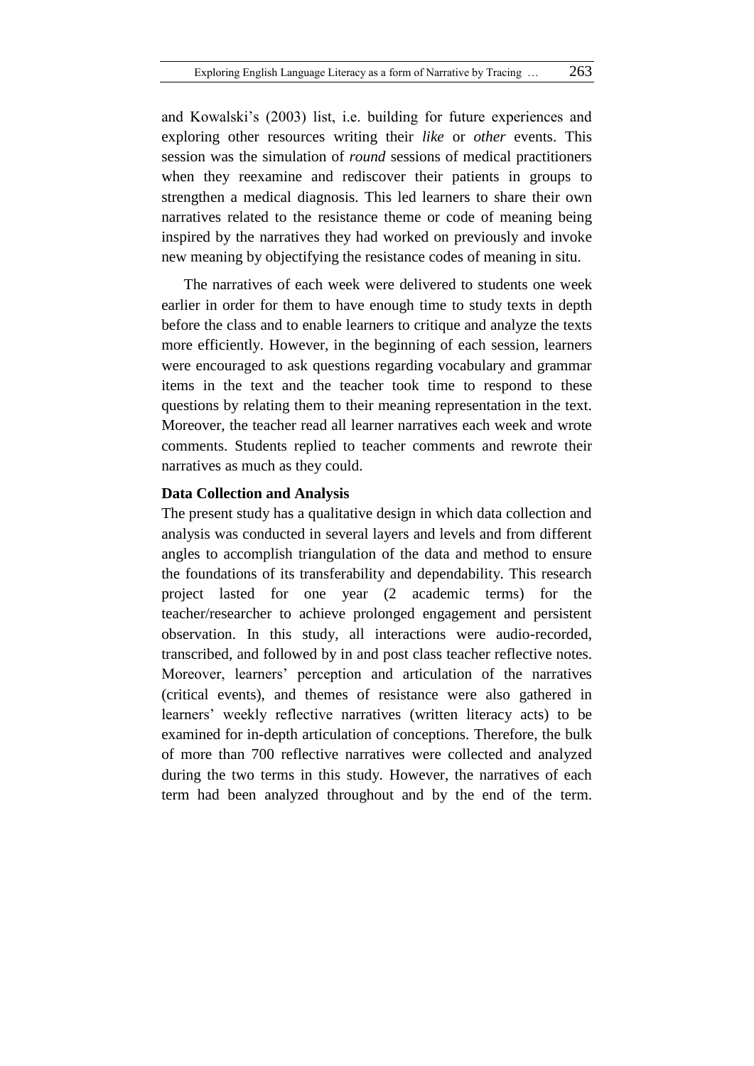and Kowalski's (2003) list, i.e. building for future experiences and exploring other resources writing their *like* or *other* events. This session was the simulation of *round* sessions of medical practitioners when they reexamine and rediscover their patients in groups to strengthen a medical diagnosis. This led learners to share their own narratives related to the resistance theme or code of meaning being inspired by the narratives they had worked on previously and invoke new meaning by objectifying the resistance codes of meaning in situ.

The narratives of each week were delivered to students one week earlier in order for them to have enough time to study texts in depth before the class and to enable learners to critique and analyze the texts more efficiently. However, in the beginning of each session, learners were encouraged to ask questions regarding vocabulary and grammar items in the text and the teacher took time to respond to these questions by relating them to their meaning representation in the text. Moreover, the teacher read all learner narratives each week and wrote comments. Students replied to teacher comments and rewrote their narratives as much as they could.

**Data Collection and Analysis**

The present study has a qualitative design in which data collection and analysis was conducted in several layers and levels and from different angles to accomplish triangulation of the data and method to ensure the foundations of its transferability and dependability. This research project lasted for one year (2 academic terms) for the teacher/researcher to achieve prolonged engagement and persistent observation. In this study, all interactions were audio-recorded, transcribed, and followed by in and post class teacher reflective notes. Moreover, learners' perception and articulation of the narratives (critical events), and themes of resistance were also gathered in learners' weekly reflective narratives (written literacy acts) to be examined for in-depth articulation of conceptions. Therefore, the bulk of more than 700 reflective narratives were collected and analyzed during the two terms in this study. However, the narratives of each term had been analyzed throughout and by the end of the term.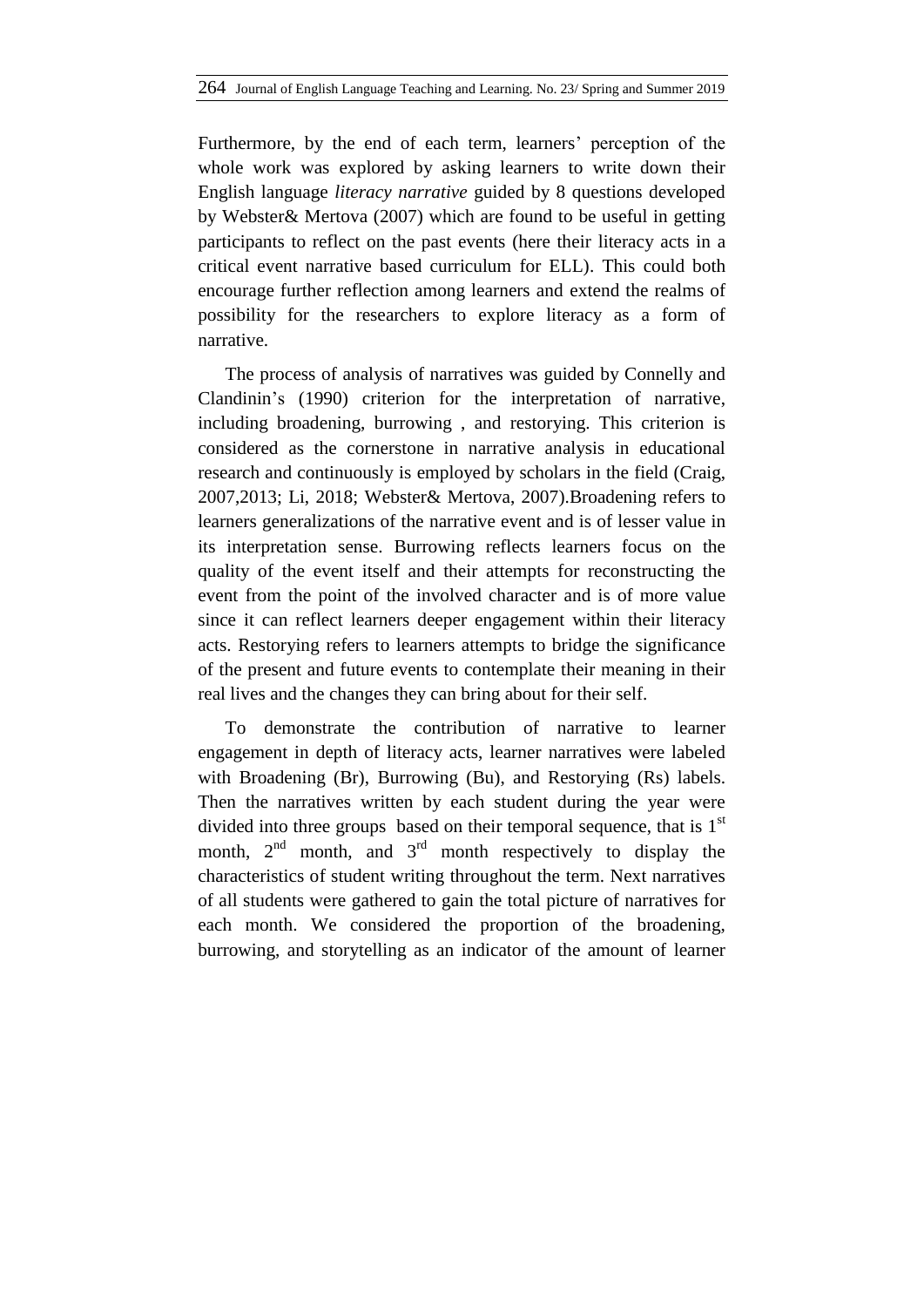Furthermore, by the end of each term, learners' perception of the whole work was explored by asking learners to write down their English language *literacy narrative* guided by 8 questions developed by Webster& Mertova (2007) which are found to be useful in getting participants to reflect on the past events (here their literacy acts in a critical event narrative based curriculum for ELL). This could both encourage further reflection among learners and extend the realms of possibility for the researchers to explore literacy as a form of narrative.

The process of analysis of narratives was guided by Connelly and Clandinin's (1990) criterion for the interpretation of narrative, including broadening, burrowing , and restorying. This criterion is considered as the cornerstone in narrative analysis in educational research and continuously is employed by scholars in the field (Craig, 2007,2013; Li, 2018; Webster& Mertova, 2007).Broadening refers to learners generalizations of the narrative event and is of lesser value in its interpretation sense. Burrowing reflects learners focus on the quality of the event itself and their attempts for reconstructing the event from the point of the involved character and is of more value since it can reflect learners deeper engagement within their literacy acts. Restorying refers to learners attempts to bridge the significance of the present and future events to contemplate their meaning in their real lives and the changes they can bring about for their self.

To demonstrate the contribution of narrative to learner engagement in depth of literacy acts, learner narratives were labeled with Broadening (Br), Burrowing (Bu), and Restorying (Rs) labels. Then the narratives written by each student during the year were divided into three groups based on their temporal sequence, that is 1st month, 2nd month, and 3rd month respectively to display the characteristics of student writing throughout the term. Next narratives of all students were gathered to gain the total picture of narratives for each month. We considered the proportion of the broadening, burrowing, and storytelling as an indicator of the amount of learner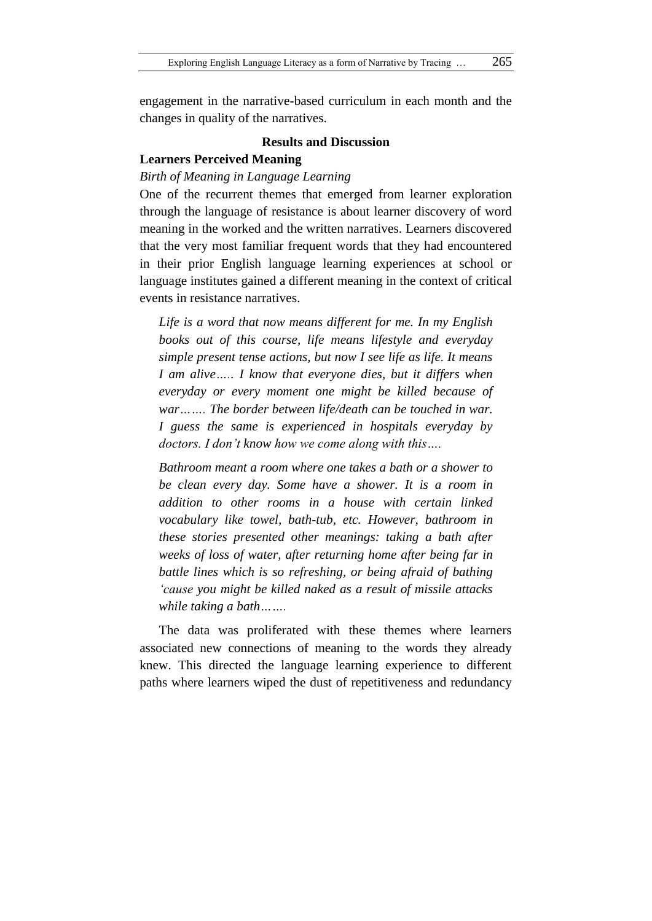engagement in the narrative-based curriculum in each month and the changes in quality of the narratives.

## Results and Discussion

### Learners Perceived Meaning

#### *Birth of Meaning in Language Learning*

One of the recurrent themes that emerged from learner exploration through the language of resistance is about learner discovery of word meaning in the worked and the written narratives. Learners discovered that the very most familiar frequent words that they had encountered in their prior English language learning experiences at school or language institutes gained a different meaning in the context of critical events in resistance narratives.

> *Life is a word that now means different for me. In my English books out of this course, life means lifestyle and everyday simple present tense actions, but now I see life as life. It means I am alive….. I know that everyone dies, but it differs when everyday or every moment one might be killed because of war……. The border between life/death can be touched in war. I guess the same is experienced in hospitals everyday by doctors. I don't know how we come along with this….*

> *Bathroom meant a room where one takes a bath or a shower to be clean every day. Some have a shower. It is a room in addition to other rooms in a house with certain linked vocabulary like towel, bath-tub, etc. However, bathroom in these stories presented other meanings: taking a bath after weeks of loss of water, after returning home after being far in battle lines which is so refreshing, or being afraid of bathing 'cause you might be killed naked as a result of missile attacks while taking a bath…….*

The data was proliferated with these themes where learners associated new connections of meaning to the words they already knew. This directed the language learning experience to different paths where learners wiped the dust of repetitiveness and redundancy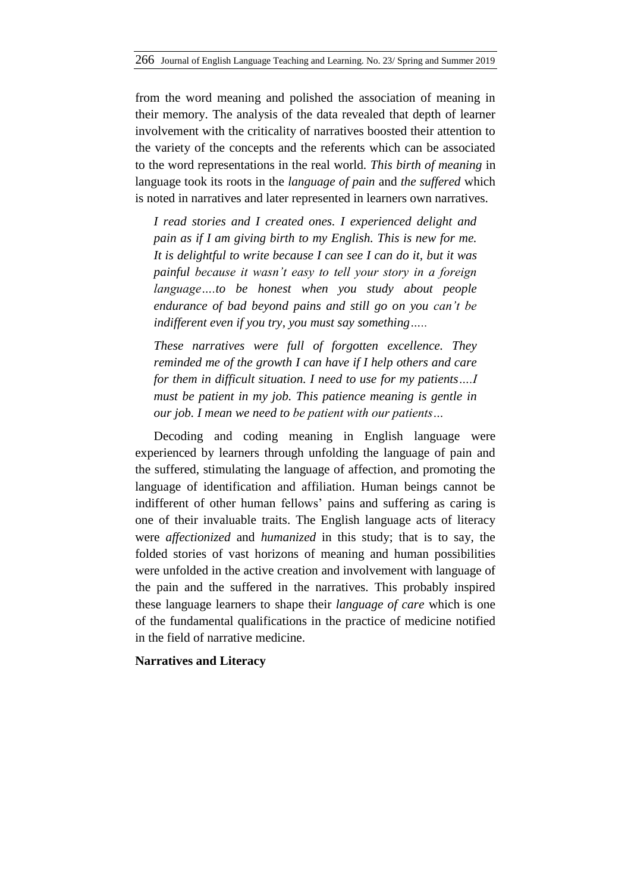from the word meaning and polished the association of meaning in their memory. The analysis of the data revealed that depth of learner involvement with the criticality of narratives boosted their attention to the variety of the concepts and the referents which can be associated to the word representations in the real world. *This birth of meaning* in language took its roots in the *language of pain* and *the suffered* which is noted in narratives and later represented in learners own narratives.

> *I read stories and I created ones. I experienced delight and pain as if I am giving birth to my English. This is new for me. It is delightful to write because I can see I can do it, but it was painful because it wasn't easy to tell your story in a foreign language….to be honest when you study about people endurance of bad beyond pains and still go on you can't be indifferent even if you try, you must say something…..*

> *These narratives were full of forgotten excellence. They reminded me of the growth I can have if I help others and care for them in difficult situation. I need to use for my patients….I must be patient in my job. This patience meaning is gentle in our job. I mean we need to be patient with our patients…*

Decoding and coding meaning in English language were experienced by learners through unfolding the language of pain and the suffered, stimulating the language of affection, and promoting the language of identification and affiliation. Human beings cannot be indifferent of other human fellows' pains and suffering as caring is one of their invaluable traits. The English language acts of literacy were *affectionized* and *humanized* in this study; that is to say, the folded stories of vast horizons of meaning and human possibilities were unfolded in the active creation and involvement with language of the pain and the suffered in the narratives. This probably inspired these language learners to shape their *language of care* which is one of the fundamental qualifications in the practice of medicine notified in the field of narrative medicine.

**Narratives and Literacy**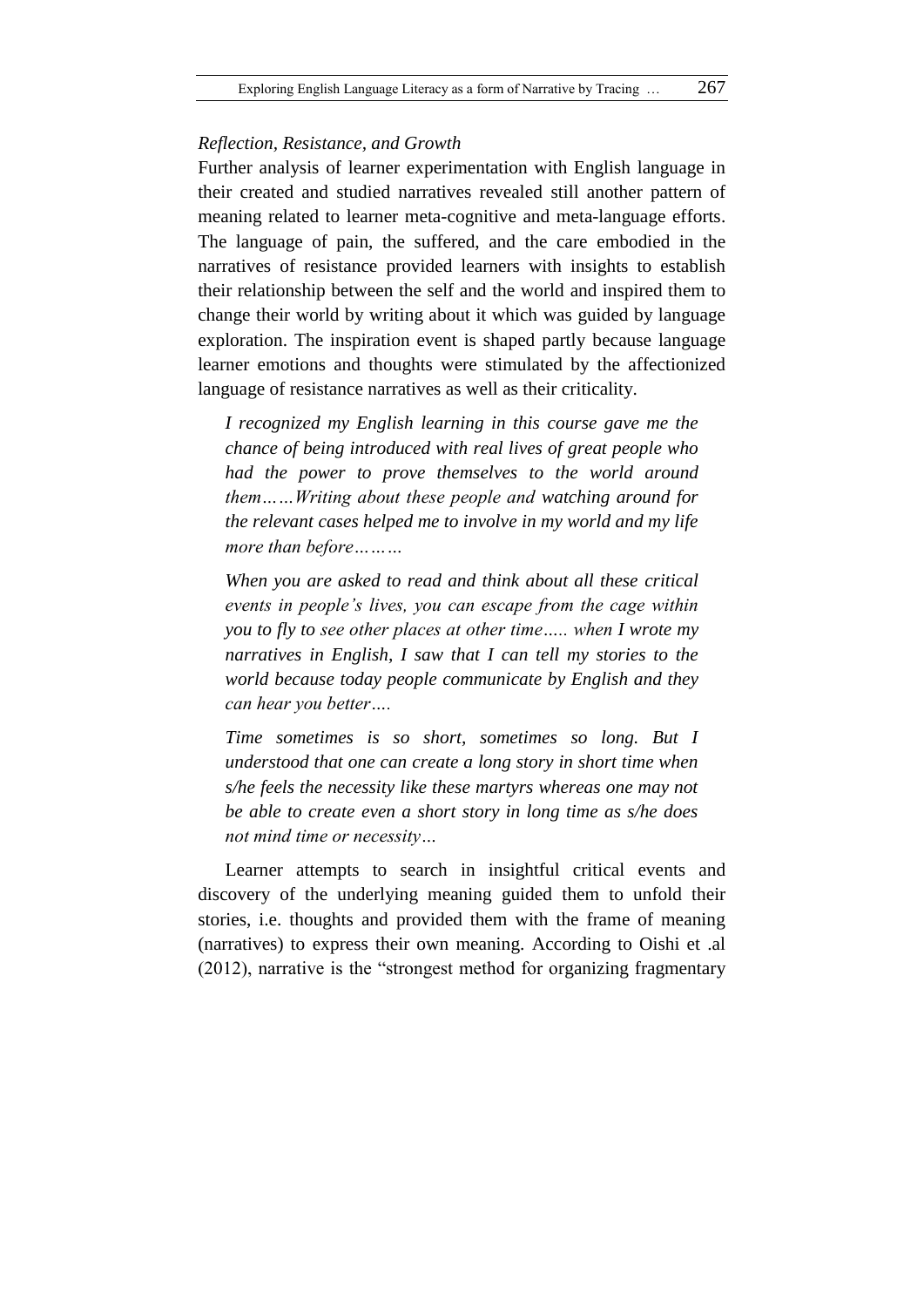*Reflection, Resistance, and Growth*

Further analysis of learner experimentation with English language in their created and studied narratives revealed still another pattern of meaning related to learner meta-cognitive and meta-language efforts. The language of pain, the suffered, and the care embodied in the narratives of resistance provided learners with insights to establish their relationship between the self and the world and inspired them to change their world by writing about it which was guided by language exploration. The inspiration event is shaped partly because language learner emotions and thoughts were stimulated by the affectionized language of resistance narratives as well as their criticality.

> *I recognized my English learning in this course gave me the chance of being introduced with real lives of great people who had the power to prove themselves to the world around them……Writing about these people and watching around for the relevant cases helped me to involve in my world and my life more than before………*
>
> *When you are asked to read and think about all these critical events in people's lives, you can escape from the cage within you to fly to see other places at other time….. when I wrote my narratives in English, I saw that I can tell my stories to the world because today people communicate by English and they can hear you better….*
>
> *Time sometimes is so short, sometimes so long. But I understood that one can create a long story in short time when s/he feels the necessity like these martyrs whereas one may not be able to create even a short story in long time as s/he does not mind time or necessity…*

Learner attempts to search in insightful critical events and discovery of the underlying meaning guided them to unfold their stories, i.e. thoughts and provided them with the frame of meaning (narratives) to express their own meaning. According to Oishi et .al (2012), narrative is the "strongest method for organizing fragmentary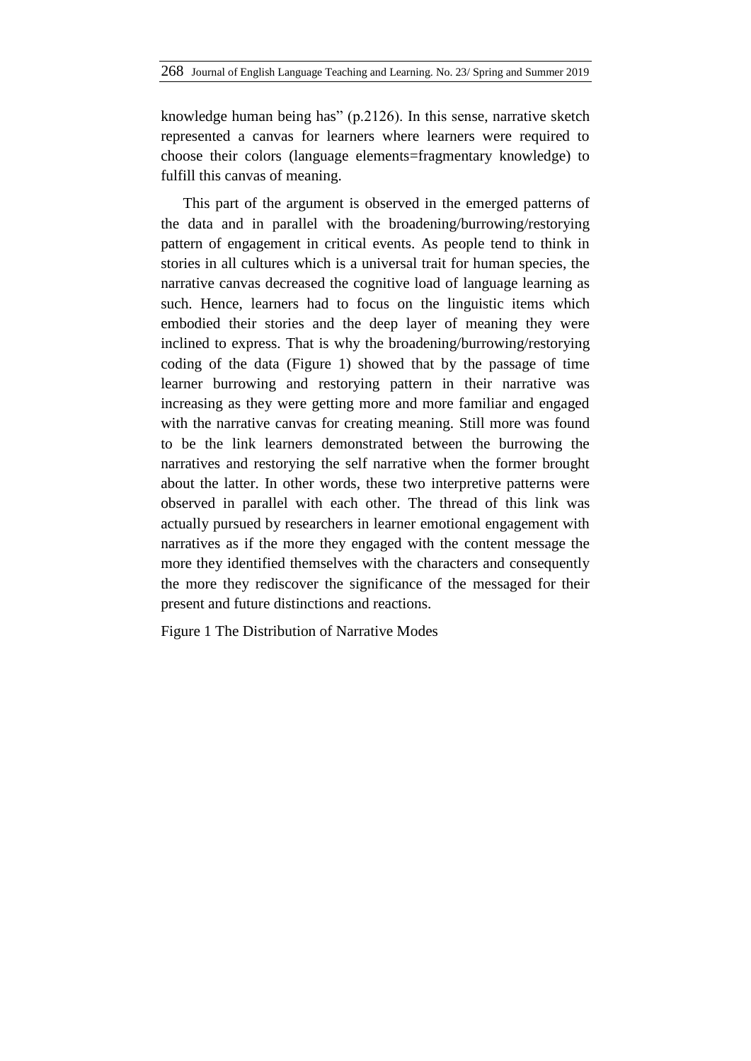knowledge human being has" (p.2126). In this sense, narrative sketch represented a canvas for learners where learners were required to choose their colors (language elements=fragmentary knowledge) to fulfill this canvas of meaning.

This part of the argument is observed in the emerged patterns of the data and in parallel with the broadening/burrowing/restorying pattern of engagement in critical events. As people tend to think in stories in all cultures which is a universal trait for human species, the narrative canvas decreased the cognitive load of language learning as such. Hence, learners had to focus on the linguistic items which embodied their stories and the deep layer of meaning they were inclined to express. That is why the broadening/burrowing/restorying coding of the data (Figure 1) showed that by the passage of time learner burrowing and restorying pattern in their narrative was increasing as they were getting more and more familiar and engaged with the narrative canvas for creating meaning. Still more was found to be the link learners demonstrated between the burrowing the narratives and restorying the self narrative when the former brought about the latter. In other words, these two interpretive patterns were observed in parallel with each other. The thread of this link was actually pursued by researchers in learner emotional engagement with narratives as if the more they engaged with the content message the more they identified themselves with the characters and consequently the more they rediscover the significance of the messaged for their present and future distinctions and reactions.

Figure 1 The Distribution of Narrative Modes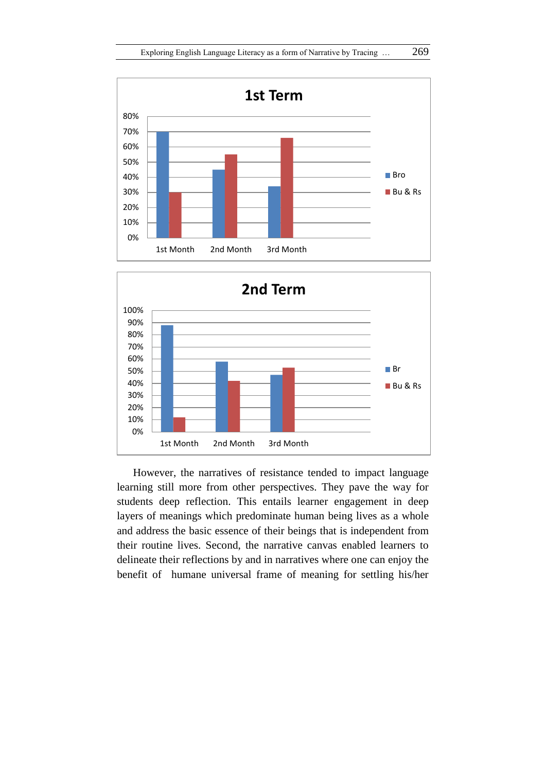However, the narratives of resistance tended to impact language learning still more from other perspectives. They pave the way for students deep reflection. This entails learner engagement in deep layers of meanings which predominate human being lives as a whole and address the basic essence of their beings that is independent from their routine lives. Second, the narrative canvas enabled learners to delineate their reflections by and in narratives where one can enjoy the benefit of humane universal frame of meaning for settling his/her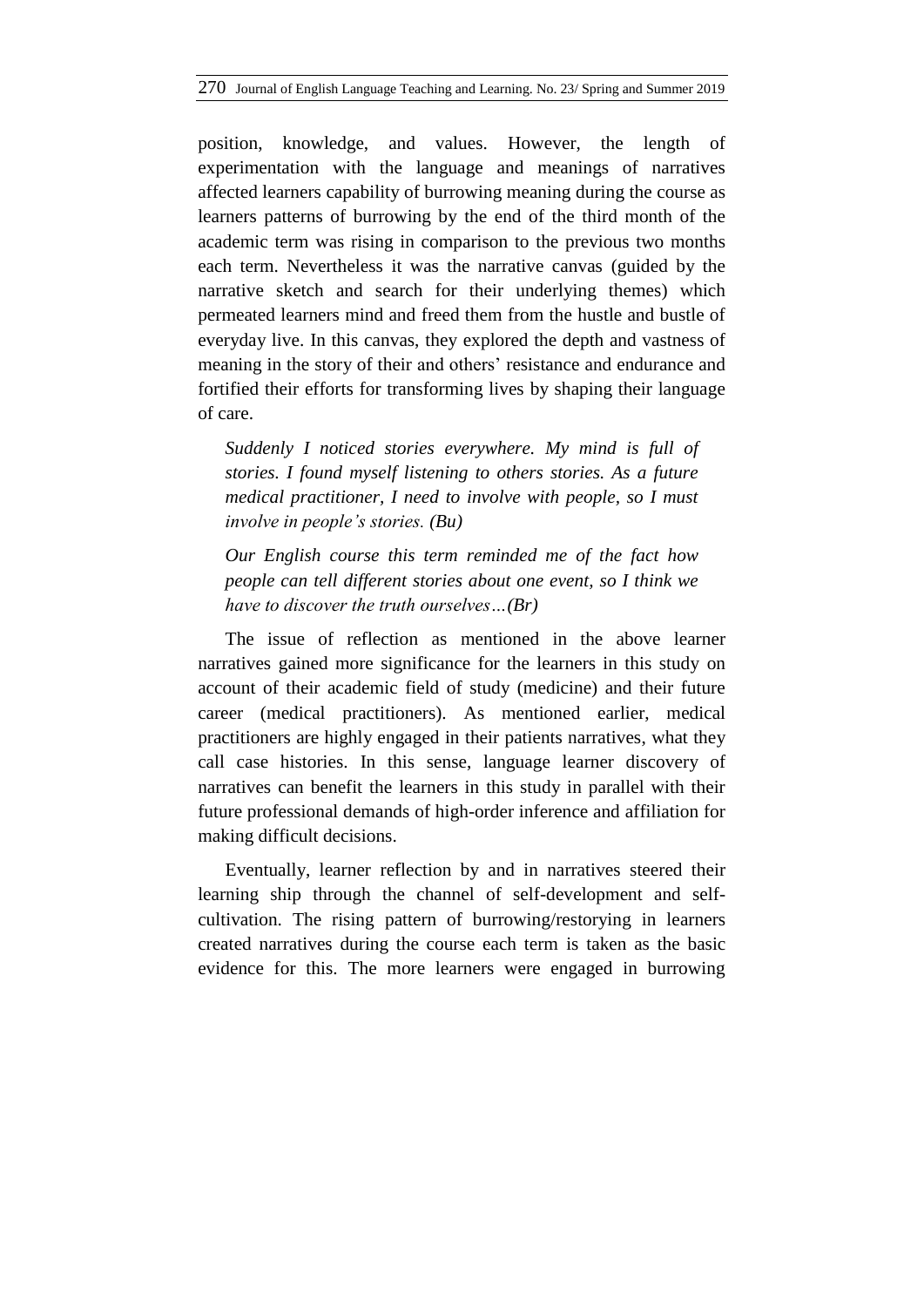position, knowledge, and values. However, the length of experimentation with the language and meanings of narratives affected learners capability of burrowing meaning during the course as learners patterns of burrowing by the end of the third month of the academic term was rising in comparison to the previous two months each term. Nevertheless it was the narrative canvas (guided by the narrative sketch and search for their underlying themes) which permeated learners mind and freed them from the hustle and bustle of everyday live. In this canvas, they explored the depth and vastness of meaning in the story of their and others' resistance and endurance and fortified their efforts for transforming lives by shaping their language of care.

> *Suddenly I noticed stories everywhere. My mind is full of stories. I found myself listening to others stories. As a future medical practitioner, I need to involve with people, so I must involve in people's stories. (Bu)*
>
> *Our English course this term reminded me of the fact how people can tell different stories about one event, so I think we have to discover the truth ourselves…(Br)*

The issue of reflection as mentioned in the above learner narratives gained more significance for the learners in this study on account of their academic field of study (medicine) and their future career (medical practitioners). As mentioned earlier, medical practitioners are highly engaged in their patients narratives, what they call case histories. In this sense, language learner discovery of narratives can benefit the learners in this study in parallel with their future professional demands of high-order inference and affiliation for making difficult decisions.

Eventually, learner reflection by and in narratives steered their learning ship through the channel of self-development and self-cultivation. The rising pattern of burrowing/restorying in learners created narratives during the course each term is taken as the basic evidence for this. The more learners were engaged in burrowing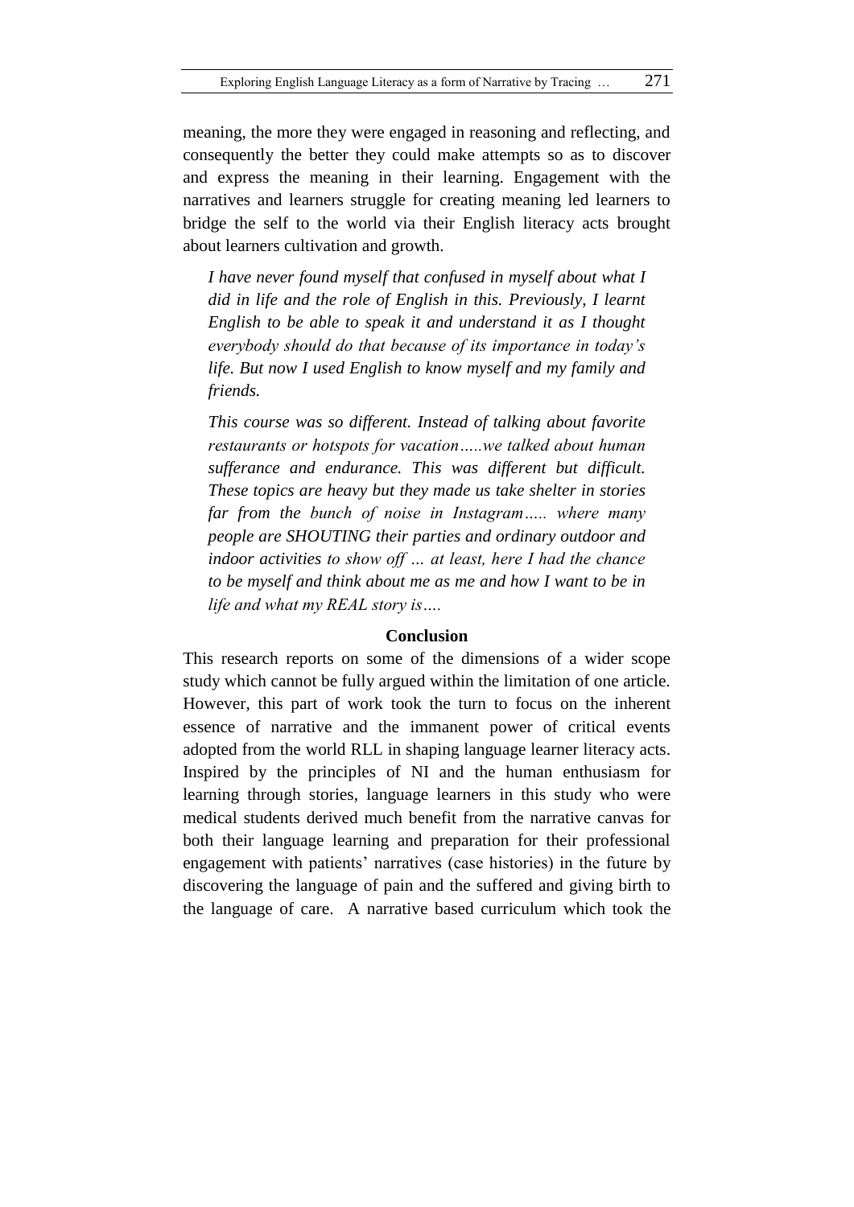meaning, the more they were engaged in reasoning and reflecting, and consequently the better they could make attempts so as to discover and express the meaning in their learning. Engagement with the narratives and learners struggle for creating meaning led learners to bridge the self to the world via their English literacy acts brought about learners cultivation and growth.

> *I have never found myself that confused in myself about what I did in life and the role of English in this. Previously, I learnt English to be able to speak it and understand it as I thought everybody should do that because of its importance in today's life. But now I used English to know myself and my family and friends.*

> *This course was so different. Instead of talking about favorite restaurants or hotspots for vacation…..we talked about human sufferance and endurance. This was different but difficult. These topics are heavy but they made us take shelter in stories far from the bunch of noise in Instagram….. where many people are SHOUTING their parties and ordinary outdoor and indoor activities to show off … at least, here I had the chance to be myself and think about me as me and how I want to be in life and what my REAL story is….*

## Conclusion

This research reports on some of the dimensions of a wider scope study which cannot be fully argued within the limitation of one article. However, this part of work took the turn to focus on the inherent essence of narrative and the immanent power of critical events adopted from the world RLL in shaping language learner literacy acts. Inspired by the principles of NI and the human enthusiasm for learning through stories, language learners in this study who were medical students derived much benefit from the narrative canvas for both their language learning and preparation for their professional engagement with patients' narratives (case histories) in the future by discovering the language of pain and the suffered and giving birth to the language of care. A narrative based curriculum which took the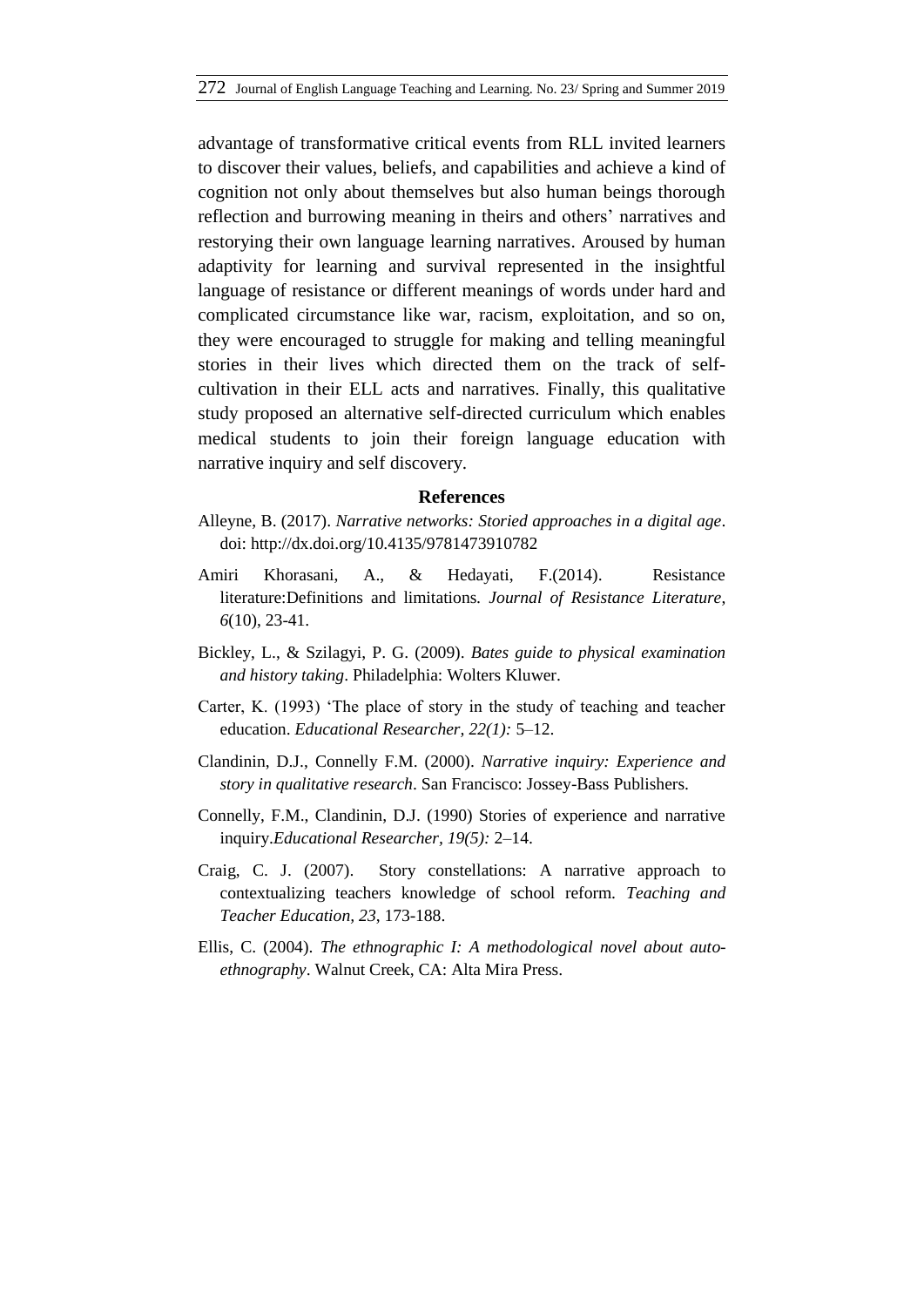advantage of transformative critical events from RLL invited learners to discover their values, beliefs, and capabilities and achieve a kind of cognition not only about themselves but also human beings thorough reflection and burrowing meaning in theirs and others' narratives and restorying their own language learning narratives. Aroused by human adaptivity for learning and survival represented in the insightful language of resistance or different meanings of words under hard and complicated circumstance like war, racism, exploitation, and so on, they were encouraged to struggle for making and telling meaningful stories in their lives which directed them on the track of self-cultivation in their ELL acts and narratives. Finally, this qualitative study proposed an alternative self-directed curriculum which enables medical students to join their foreign language education with narrative inquiry and self discovery.

## References

Alleyne, B. (2017). *Narrative networks: Storied approaches in a digital age*. doi: http://dx.doi.org/10.4135/9781473910782

Amiri Khorasani, A., & Hedayati, F.(2014). Resistance literature:Definitions and limitations. *Journal of Resistance Literature*, *6*(10), 23-41.

Bickley, L., & Szilagyi, P. G. (2009). *Bates guide to physical examination and history taking*. Philadelphia: Wolters Kluwer.

Carter, K. (1993) 'The place of story in the study of teaching and teacher education. *Educational Researcher, 22(1):* 5–12.

Clandinin, D.J., Connelly F.M. (2000). *Narrative inquiry: Experience and story in qualitative research*. San Francisco: Jossey-Bass Publishers.

Connelly, F.M., Clandinin, D.J. (1990) Stories of experience and narrative inquiry.*Educational Researcher, 19(5):* 2–14.

Craig, C. J. (2007). Story constellations: A narrative approach to contextualizing teachers knowledge of school reform. *Teaching and Teacher Education, 23*, 173-188.

Ellis, C. (2004). *The ethnographic I: A methodological novel about auto-ethnography*. Walnut Creek, CA: Alta Mira Press.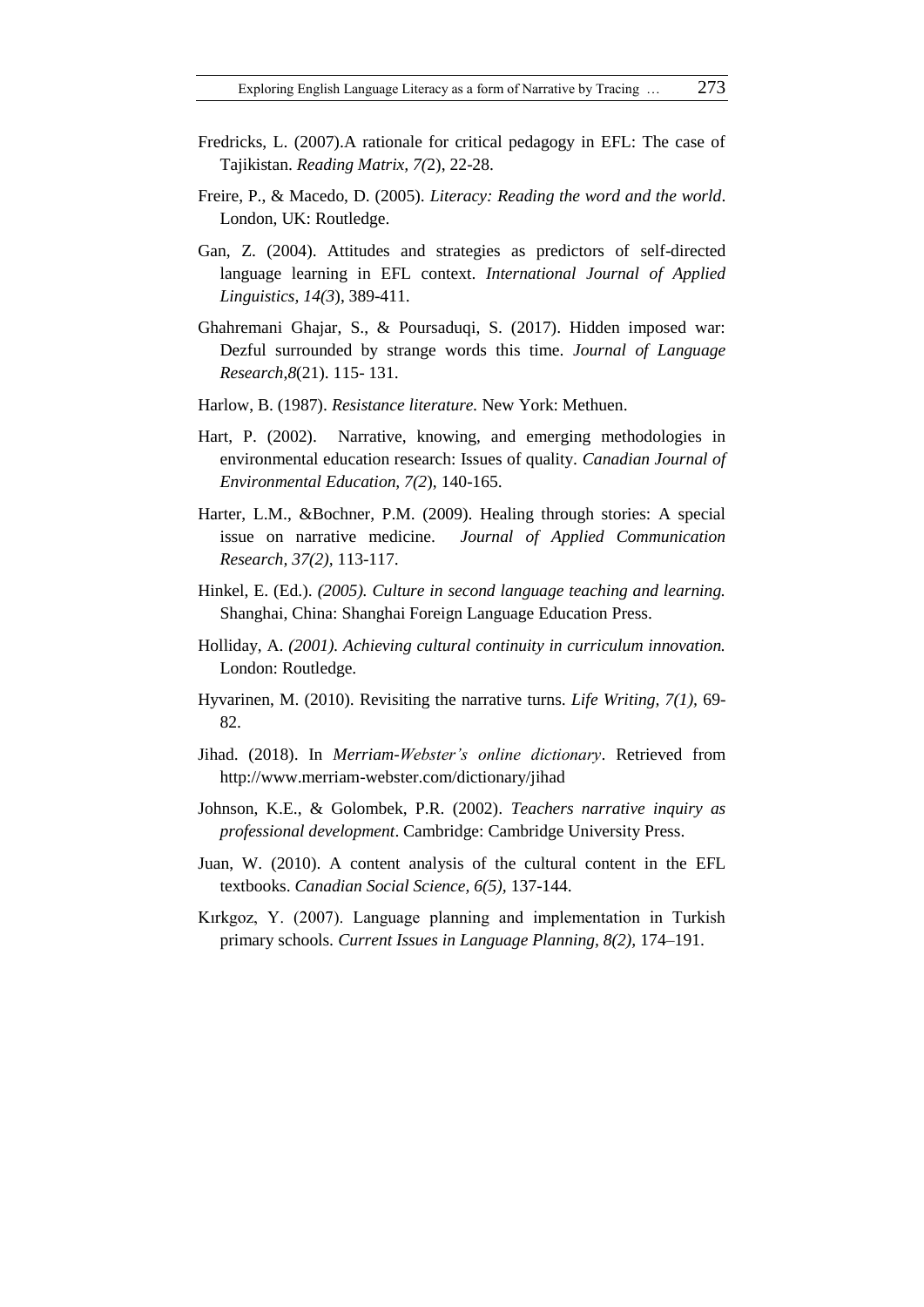Fredricks, L. (2007).A rationale for critical pedagogy in EFL: The case of Tajikistan. *Reading Matrix*, *7(*2), 22-28.

Freire, P., & Macedo, D. (2005). *Literacy: Reading the word and the world*. London, UK: Routledge.

Gan, Z. (2004). Attitudes and strategies as predictors of self-directed language learning in EFL context. *International Journal of Applied Linguistics, 14(3*), 389-411.

Ghahremani Ghajar, S., & Poursaduqi, S. (2017). Hidden imposed war: Dezful surrounded by strange words this time. *Journal of Language Research*,*8*(21). 115- 131.

Harlow, B. (1987). *Resistance literature.* New York: Methuen.

Hart, P. (2002). Narrative, knowing, and emerging methodologies in environmental education research: Issues of quality. *Canadian Journal of Environmental Education, 7(2*), 140-165.

Harter, L.M., &Bochner, P.M. (2009). Healing through stories: A special issue on narrative medicine. *Journal of Applied Communication Research, 37(2),* 113-117.

Hinkel, E. (Ed.). *(2005). Culture in second language teaching and learning.* Shanghai, China: Shanghai Foreign Language Education Press.

Holliday, A. *(2001). Achieving cultural continuity in curriculum innovation.* London: Routledge.

Hyvarinen, M. (2010). Revisiting the narrative turns. *Life Writing, 7(1),* 69-82.

Jihad. (2018). In *Merriam-Webster's online dictionary*. Retrieved from http://www.merriam-webster.com/dictionary/jihad

Johnson, K.E., & Golombek, P.R. (2002). *Teachers narrative inquiry as professional development*. Cambridge: Cambridge University Press.

Juan, W. (2010). A content analysis of the cultural content in the EFL textbooks. *Canadian Social Science, 6(5),* 137-144.

Kırkgoz, Y. (2007). Language planning and implementation in Turkish primary schools. *Current Issues in Language Planning, 8(2),* 174–191.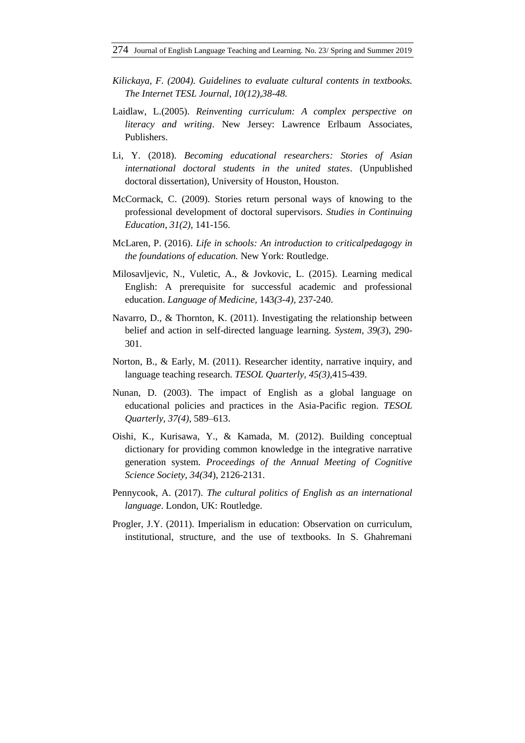*Kilickaya, F. (2004). Guidelines to evaluate cultural contents in textbooks. The Internet TESL Journal, 10(12),38-48.*

Laidlaw, L.(2005). *Reinventing curriculum: A complex perspective on literacy and writing*. New Jersey: Lawrence Erlbaum Associates, Publishers.

Li, Y. (2018). *Becoming educational researchers: Stories of Asian international doctoral students in the united states*. (Unpublished doctoral dissertation), University of Houston, Houston.

McCormack, C. (2009). Stories return personal ways of knowing to the professional development of doctoral supervisors. *Studies in Continuing Education, 31(2),* 141-156.

McLaren, P. (2016). *Life in schools: An introduction to criticalpedagogy in the foundations of education.* New York: Routledge.

Milosavljevic, N., Vuletic, A., & Jovkovic, L. (2015). Learning medical English: A prerequisite for successful academic and professional education. *Language of Medicine,* 143*(3-4),* 237-240.

Navarro, D., & Thornton, K. (2011). Investigating the relationship between belief and action in self-directed language learning. *System*, *39(3*), 290-301.

Norton, B., & Early, M. (2011). Researcher identity, narrative inquiry, and language teaching research. *TESOL Quarterly, 45(3),*415-439.

Nunan, D. (2003). The impact of English as a global language on educational policies and practices in the Asia-Pacific region. *TESOL Quarterly, 37(4),* 589–613.

Oishi, K., Kurisawa, Y., & Kamada, M. (2012). Building conceptual dictionary for providing common knowledge in the integrative narrative generation system. *Proceedings of the Annual Meeting of Cognitive Science Society*, *34(34*), 2126-2131.

Pennycook, A. (2017). *The cultural politics of English as an international language*. London, UK: Routledge.

Progler, J.Y. (2011). Imperialism in education: Observation on curriculum, institutional, structure, and the use of textbooks. In S. Ghahremani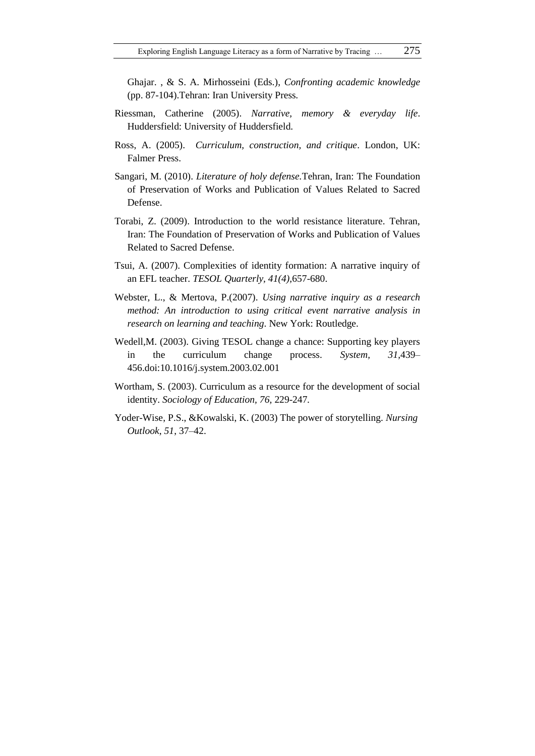Ghajar. , & S. A. Mirhosseini (Eds.), *Confronting academic knowledge* (pp. 87-104).Tehran: Iran University Press.

Riessman, Catherine (2005). *Narrative, memory & everyday life*. Huddersfield: University of Huddersfield.

Ross, A. (2005). *Curriculum, construction, and critique*. London, UK: Falmer Press.

Sangari, M. (2010). *Literature of holy defense.*Tehran, Iran: The Foundation of Preservation of Works and Publication of Values Related to Sacred Defense.

Torabi, Z. (2009). Introduction to the world resistance literature. Tehran, Iran: The Foundation of Preservation of Works and Publication of Values Related to Sacred Defense.

Tsui, A. (2007). Complexities of identity formation: A narrative inquiry of an EFL teacher. *TESOL Quarterly, 41(4),*657-680.

Webster, L., & Mertova, P.(2007). *Using narrative inquiry as a research method: An introduction to using critical event narrative analysis in research on learning and teaching*. New York: Routledge.

Wedell,M. (2003). Giving TESOL change a chance: Supporting key players in the curriculum change process. *System, 31,*439–456.doi:10.1016/j.system.2003.02.001

Wortham, S. (2003). Curriculum as a resource for the development of social identity. *Sociology of Education*, *76*, 229-247.

Yoder-Wise, P.S., &Kowalski, K. (2003) The power of storytelling. *Nursing Outlook*, *51*, 37–42.